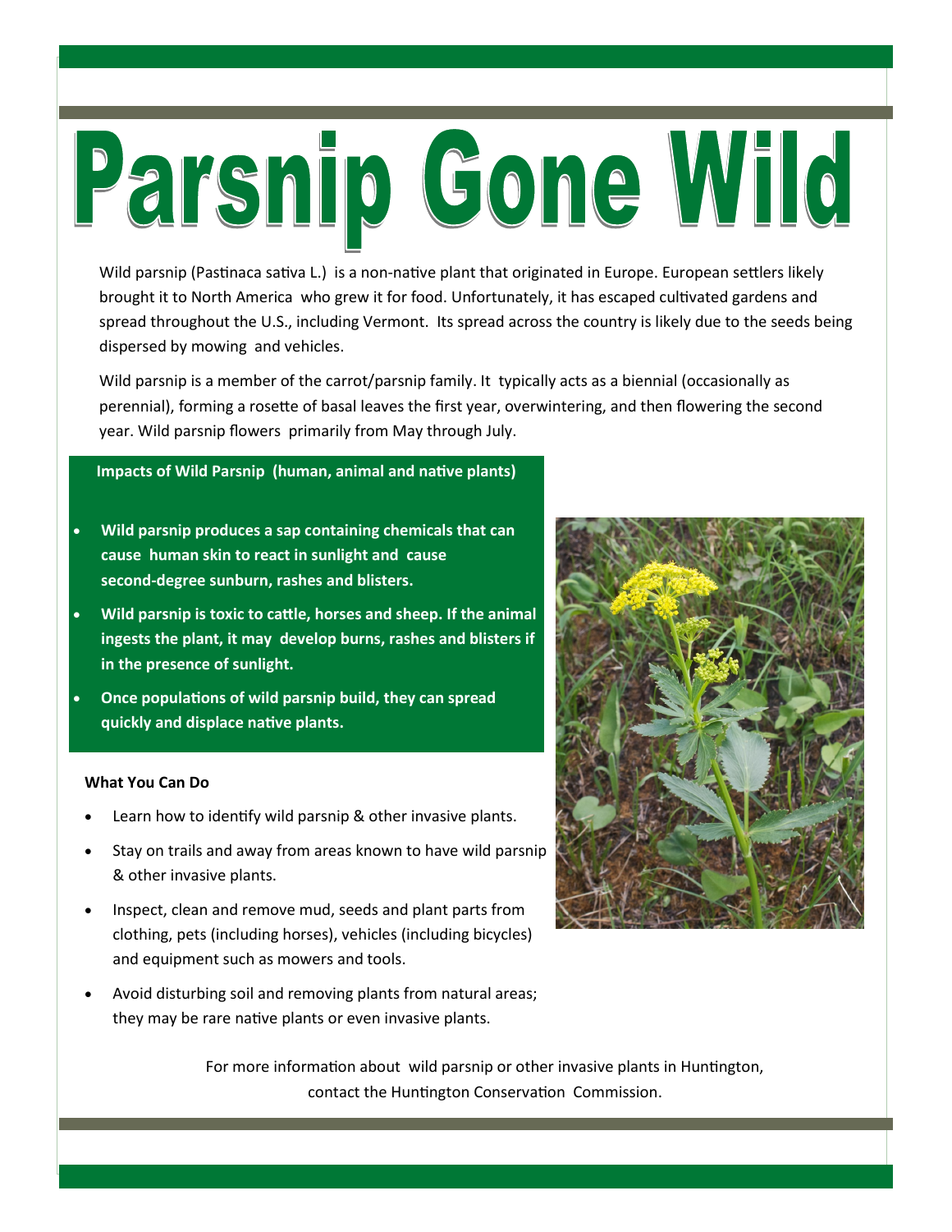# Parsnip Gone Wild

Wild parsnip (Pastinaca sativa L.) is a non-native plant that originated in Europe. European settlers likely brought it to North America who grew it for food. Unfortunately, it has escaped cultivated gardens and spread throughout the U.S., including Vermont. Its spread across the country is likely due to the seeds being dispersed by mowing and vehicles.

Wild parsnip is a member of the carrot/parsnip family. It typically acts as a biennial (occasionally as perennial), forming a rosette of basal leaves the first year, overwintering, and then flowering the second year. Wild parsnip flowers primarily from May through July.

**Impacts of Wild Parsnip (human, animal and native plants)**

- **Wild parsnip produces a sap containing chemicals that can cause human skin to react in sunlight and cause second-degree sunburn, rashes and blisters.**
- **Wild parsnip is toxic to cattle, horses and sheep. If the animal ingests the plant, it may develop burns, rashes and blisters if in the presence of sunlight.**
- **Once populations of wild parsnip build, they can spread quickly and displace native plants.**

**What You Can Do**

- Learn how to identify wild parsnip & other invasive plants.
- Stay on trails and away from areas known to have wild parsnip & other invasive plants.
- Inspect, clean and remove mud, seeds and plant parts from clothing, pets (including horses), vehicles (including bicycles) and equipment such as mowers and tools.
- Avoid disturbing soil and removing plants from natural areas; they may be rare native plants or even invasive plants.

For more information about wild parsnip or other invasive plants in Huntington, contact the Huntington Conservation Commission.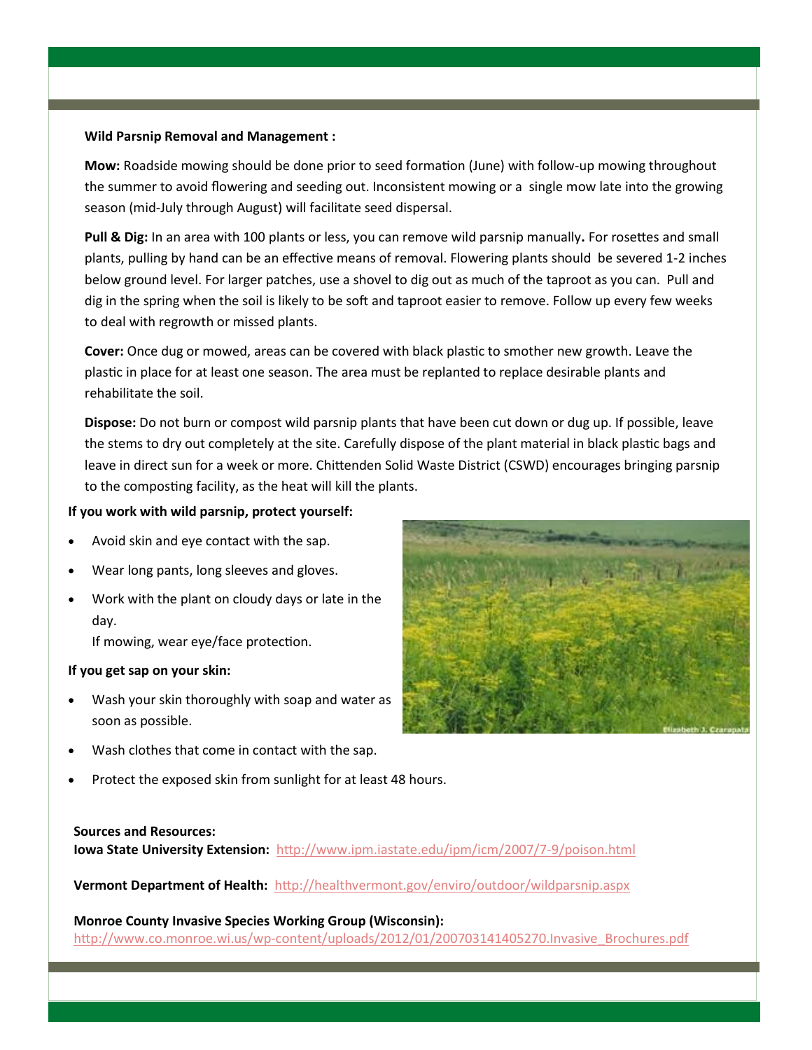**Wild Parsnip Removal and Management :**

**Mow:** Roadside mowing should be done prior to seed formation (June) with follow-up mowing throughout the summer to avoid flowering and seeding out. Inconsistent mowing or a single mow late into the growing season (mid-July through August) will facilitate seed dispersal.

**Pull & Dig:** In an area with 100 plants or less, you can remove wild parsnip manually**.** For rosettes and small plants, pulling by hand can be an effective means of removal. Flowering plants should be severed 1-2 inches below ground level. For larger patches, use a shovel to dig out as much of the taproot as you can. Pull and dig in the spring when the soil is likely to be soft and taproot easier to remove. Follow up every few weeks to deal with regrowth or missed plants.

**Cover:** Once dug or mowed, areas can be covered with black plastic to smother new growth. Leave the plastic in place for at least one season. The area must be replanted to replace desirable plants and rehabilitate the soil.

**Dispose:** Do not burn or compost wild parsnip plants that have been cut down or dug up. If possible, leave the stems to dry out completely at the site. Carefully dispose of the plant material in black plastic bags and leave in direct sun for a week or more. Chittenden Solid Waste District (CSWD) encourages bringing parsnip to the composting facility, as the heat will kill the plants.

**If you work with wild parsnip, protect yourself:**

- Avoid skin and eye contact with the sap.
- Wear long pants, long sleeves and gloves.
- Work with the plant on cloudy days or late in the day.
  If mowing, wear eye/face protection.

**If you get sap on your skin:**

- Wash your skin thoroughly with soap and water as soon as possible.
- Wash clothes that come in contact with the sap.
- Protect the exposed skin from sunlight for at least 48 hours.

Elizabeth J. Czarapata

**Sources and Resources:**

**Iowa State University Extension:** http://www.ipm.iastate.edu/ipm/icm/2007/7-9/poison.html

**Vermont Department of Health:** http://healthvermont.gov/enviro/outdoor/wildparsnip.aspx

**Monroe County Invasive Species Working Group (Wisconsin):**
http://www.co.monroe.wi.us/wp-content/uploads/2012/01/200703141405270.Invasive_Brochures.pdf